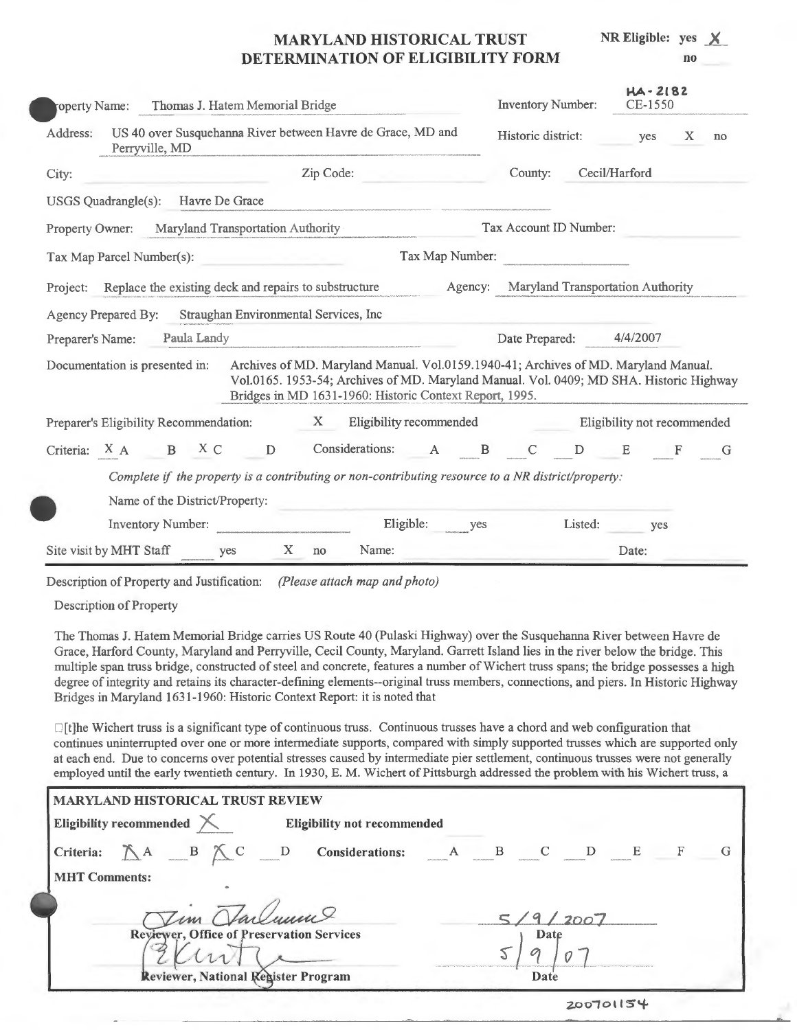# MARYLAND HISTORICAL TRUST
# DETERMINATION OF ELIGIBILITY FORM

NR Eligible: yes X
no

Property Name: Thomas J. Hatem Memorial Bridge

Inventory Number: HA-2182 CE-1550

Address: US 40 over Susquehanna River between Havre de Grace, MD and Perryville, MD

Historic district: yes X no

City: Zip Code: County: Cecil/Harford

USGS Quadrangle(s): Havre De Grace

Property Owner: Maryland Transportation Authority

Tax Account ID Number:

Tax Map Parcel Number(s): Tax Map Number:

Project: Replace the existing deck and repairs to substructure

Agency: Maryland Transportation Authority

Agency Prepared By: Straughan Environmental Services, Inc

Preparer's Name: Paula Landy

Date Prepared: 4/4/2007

Documentation is presented in: Archives of MD. Maryland Manual. Vol.0159.1940-41; Archives of MD. Maryland Manual. Vol.0165. 1953-54; Archives of MD. Maryland Manual. Vol. 0409; MD SHA. Historic Highway Bridges in MD 1631-1960: Historic Context Report, 1995.

Preparer's Eligibility Recommendation: X Eligibility recommended Eligibility not recommended

Criteria: X A B X C D Considerations: A B C D E F G

*Complete if the property is a contributing or non-contributing resource to a NR district/property:*

Name of the District/Property:

Inventory Number: Eligible: yes Listed: yes

Site visit by MHT Staff yes X no Name: Date:

Description of Property and Justification: *(Please attach map and photo)*

Description of Property

The Thomas J. Hatem Memorial Bridge carries US Route 40 (Pulaski Highway) over the Susquehanna River between Havre de Grace, Harford County, Maryland and Perryville, Cecil County, Maryland. Garrett Island lies in the river below the bridge. This multiple span truss bridge, constructed of steel and concrete, features a number of Wichert truss spans; the bridge possesses a high degree of integrity and retains its character-defining elements--original truss members, connections, and piers. In Historic Highway Bridges in Maryland 1631-1960: Historic Context Report: it is noted that

[t]he Wichert truss is a significant type of continuous truss. Continuous trusses have a chord and web configuration that continues uninterrupted over one or more intermediate supports, compared with simply supported trusses which are supported only at each end. Due to concerns over potential stresses caused by intermediate pier settlement, continuous trusses were not generally employed until the early twentieth century. In 1930, E. M. Wichert of Pittsburgh addressed the problem with his Wichert truss, a

**MARYLAND HISTORICAL TRUST REVIEW**

**Eligibility recommended** X **Eligibility not recommended**

**Criteria:** X A B X C D **Considerations:** A B C D E F G

**MHT Comments:**

Tim Tamburrino 5/9/2007
**Reviewer, Office of Preservation Services** **Date**

[signature] 5/9/07
**Reviewer, National Register Program** **Date**

200701154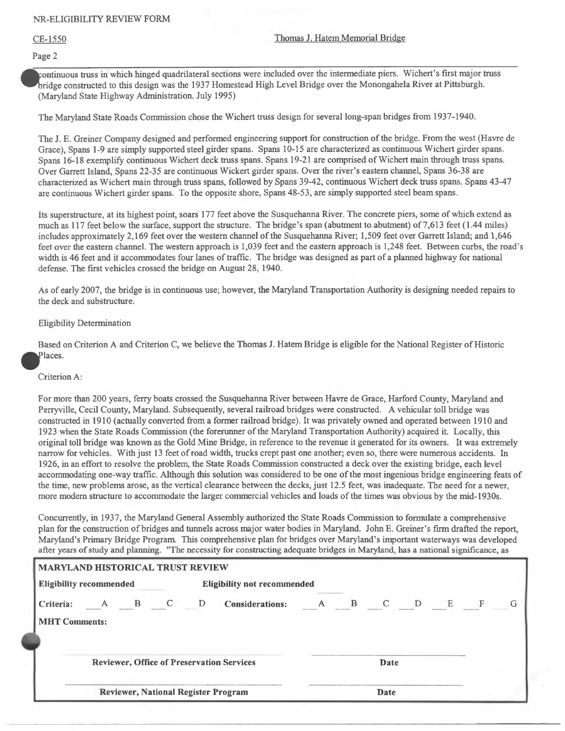continuous truss in which hinged quadrilateral sections were included over the intermediate piers. Wichert's first major truss bridge constructed to this design was the 1937 Homestead High Level Bridge over the Monongahela River at Pittsburgh. (Maryland State Highway Administration. July 1995)

The Maryland State Roads Commission chose the Wichert truss design for several long-span bridges from 1937-1940.

The J. E. Greiner Company designed and performed engineering support for construction of the bridge. From the west (Havre de Grace), Spans 1-9 are simply supported steel girder spans. Spans 10-15 are characterized as continuous Wichert girder spans. Spans 16-18 exemplify continuous Wichert deck truss spans. Spans 19-21 are comprised of Wichert main through truss spans. Over Garrett Island, Spans 22-35 are continuous Wickert girder spans. Over the river's eastern channel, Spans 36-38 are characterized as Wichert main through truss spans, followed by Spans 39-42, continuous Wichert deck truss spans. Spans 43-47 are continuous Wichert girder spans. To the opposite shore, Spans 48-53, are simply supported steel beam spans.

Its superstructure, at its highest point, soars 177 feet above the Susquehanna River. The concrete piers, some of which extend as much as 117 feet below the surface, support the structure. The bridge's span (abutment to abutment) of 7,613 feet (1.44 miles) includes approximately 2,169 feet over the western channel of the Susquehanna River; 1,509 feet over Garrett Island; and 1,646 feet over the eastern channel. The western approach is 1,039 feet and the eastern approach is 1,248 feet. Between curbs, the road's width is 46 feet and it accommodates four lanes of traffic. The bridge was designed as part of a planned highway for national defense. The first vehicles crossed the bridge on August 28, 1940.

As of early 2007, the bridge is in continuous use; however, the Maryland Transportation Authority is designing needed repairs to the deck and substructure.

Eligibility Determination

Based on Criterion A and Criterion C, we believe the Thomas J. Hatem Bridge is eligible for the National Register of Historic Places.

Criterion A:

For more than 200 years, ferry boats crossed the Susquehanna River between Havre de Grace, Harford County, Maryland and Perryville, Cecil County, Maryland. Subsequently, several railroad bridges were constructed. A vehicular toll bridge was constructed in 1910 (actually converted from a former railroad bridge). It was privately owned and operated between 1910 and 1923 when the State Roads Commission (the forerunner of the Maryland Transportation Authority) acquired it. Locally, this original toll bridge was known as the Gold Mine Bridge, in reference to the revenue it generated for its owners. It was extremely narrow for vehicles. With just 13 feet of road width, trucks crept past one another; even so, there were numerous accidents. In 1926, in an effort to resolve the problem, the State Roads Commission constructed a deck over the existing bridge, each level accommodating one-way traffic. Although this solution was considered to be one of the most ingenious bridge engineering feats of the time, new problems arose, as the vertical clearance between the decks, just 12.5 feet, was inadequate. The need for a newer, more modern structure to accommodate the larger commercial vehicles and loads of the times was obvious by the mid-1930s.

Concurrently, in 1937, the Maryland General Assembly authorized the State Roads Commission to formulate a comprehensive plan for the construction of bridges and tunnels across major water bodies in Maryland. John E. Greiner's firm drafted the report, Maryland's Primary Bridge Program. This comprehensive plan for bridges over Maryland's important waterways was developed after years of study and planning. "The necessity for constructing adequate bridges in Maryland, has a national significance, as

**MARYLAND HISTORICAL TRUST REVIEW**

**Eligibility recommended** ____ **Eligibility not recommended** ____

**Criteria:** ___A ___B ___C ___D **Considerations:** ___A ___B ___C ___D ___E ___F ___G

**MHT Comments:**

**Reviewer, Office of Preservation Services** ____________ **Date** ____________

**Reviewer, National Register Program** ____________ **Date** ____________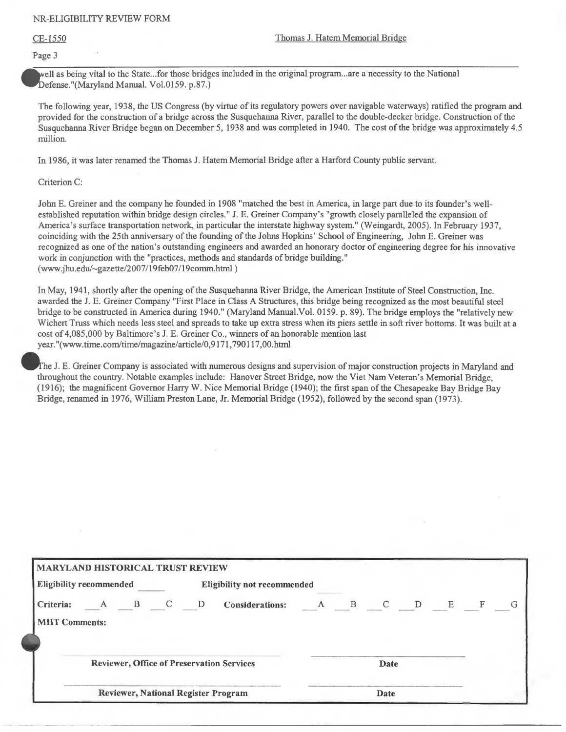well as being vital to the State...for those bridges included in the original program...are a necessity to the National Defense."(Maryland Manual. Vol.0159. p.87.)

The following year, 1938, the US Congress (by virtue of its regulatory powers over navigable waterways) ratified the program and provided for the construction of a bridge across the Susquehanna River, parallel to the double-decker bridge. Construction of the Susquehanna River Bridge began on December 5, 1938 and was completed in 1940. The cost of the bridge was approximately 4.5 million.

In 1986, it was later renamed the Thomas J. Hatem Memorial Bridge after a Harford County public servant.

Criterion C:

John E. Greiner and the company he founded in 1908 "matched the best in America, in large part due to its founder's well-established reputation within bridge design circles." J. E. Greiner Company's "growth closely paralleled the expansion of America's surface transportation network, in particular the interstate highway system." (Weingardt, 2005). In February 1937, coinciding with the 25th anniversary of the founding of the Johns Hopkins' School of Engineering, John E. Greiner was recognized as one of the nation's outstanding engineers and awarded an honorary doctor of engineering degree for his innovative work in conjunction with the "practices, methods and standards of bridge building." (www.jhu.edu/~gazette/2007/19feb07/19comm.html )

In May, 1941, shortly after the opening of the Susquehanna River Bridge, the American Institute of Steel Construction, Inc. awarded the J. E. Greiner Company "First Place in Class A Structures, this bridge being recognized as the most beautiful steel bridge to be constructed in America during 1940." (Maryland Manual.Vol. 0159. p. 89). The bridge employs the "relatively new Wichert Truss which needs less steel and spreads to take up extra stress when its piers settle in soft river bottoms. It was built at a cost of 4,085,000 by Baltimore's J. E. Greiner Co., winners of an honorable mention last year."(www.time.com/time/magazine/article/0,9171,790117,00.html

The J. E. Greiner Company is associated with numerous designs and supervision of major construction projects in Maryland and throughout the country. Notable examples include: Hanover Street Bridge, now the Viet Nam Veteran's Memorial Bridge, (1916); the magnificent Governor Harry W. Nice Memorial Bridge (1940); the first span of the Chesapeake Bay Bridge Bay Bridge, renamed in 1976, William Preston Lane, Jr. Memorial Bridge (1952), followed by the second span (1973).

**MARYLAND HISTORICAL TRUST REVIEW**

**Eligibility recommended** ____ **Eligibility not recommended** ____

**Criteria:** __A __B __C __D **Considerations:** __A __B __C __D __E __F __G

**MHT Comments:**

| | |
|---|---|
| **Reviewer, Office of Preservation Services** | **Date** |
| **Reviewer, National Register Program** | **Date** |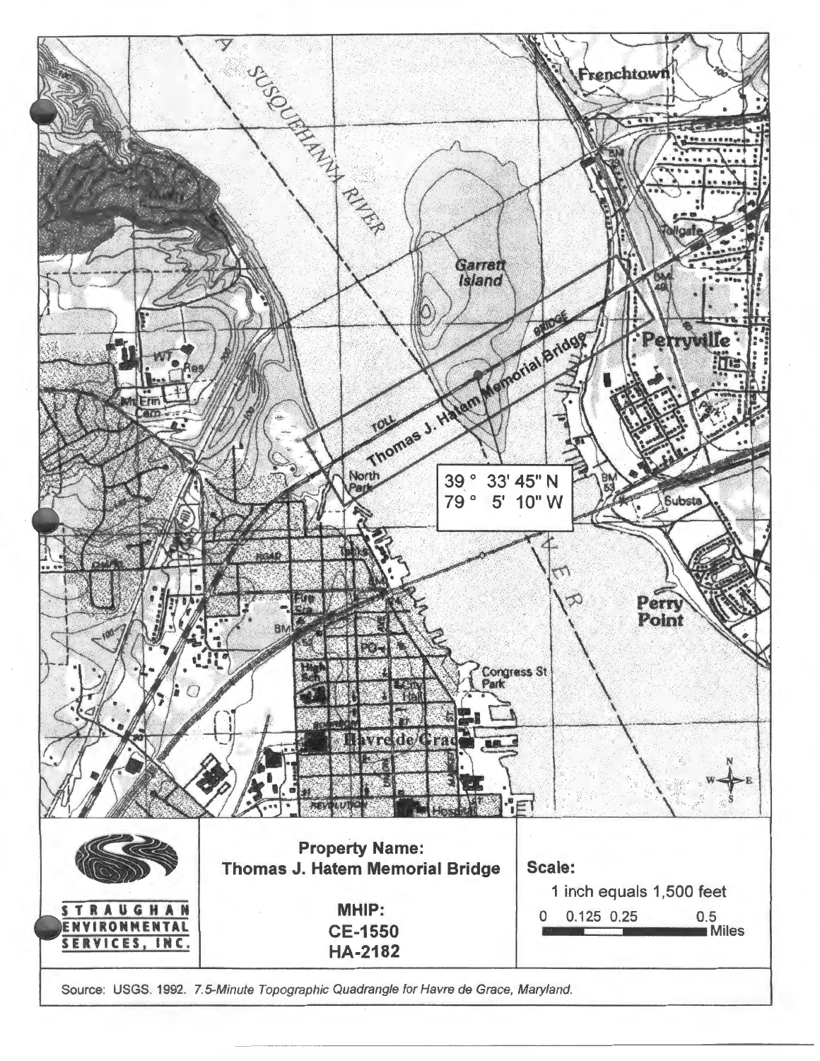39 ° 33' 45" N
79 ° 5' 10" W

**Property Name:**
**Thomas J. Hatem Memorial Bridge**

**MHIP:**
**CE-1550**
**HA-2182**

**Scale:**
1 inch equals 1,500 feet
0 0.125 0.25 0.5 Miles

STRAUGHAN ENVIRONMENTAL SERVICES, INC.

Source: USGS. 1992. *7.5-Minute Topographic Quadrangle for Havre de Grace, Maryland.*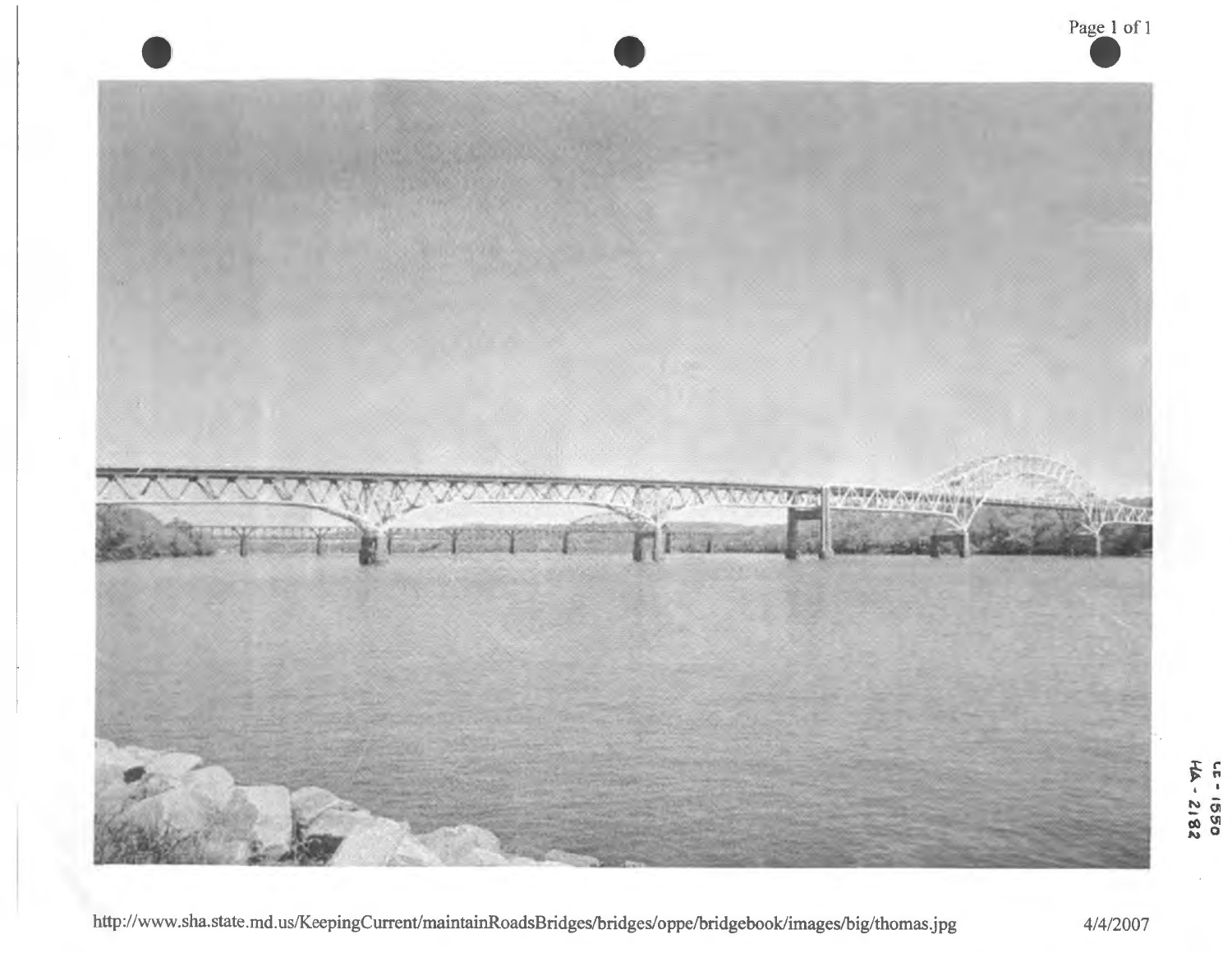CE-1550
HA-2182

http://www.sha.state.md.us/KeepingCurrent/maintainRoadsBridges/bridges/oppe/bridgebook/images/big/thomas.jpg

4/4/2007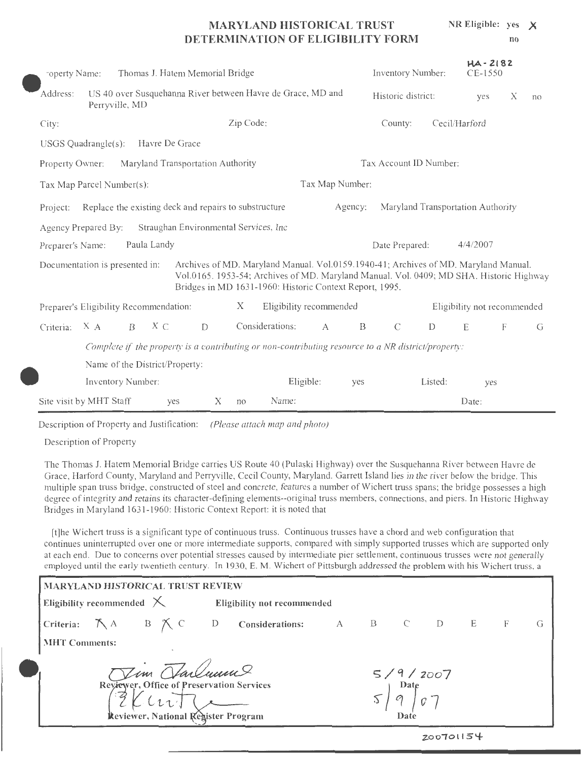# MARYLAND HISTORICAL TRUST DETERMINATION OF ELIGIBILITY FORM

NR Eligible: yes X
no

| | | | |
|---|---|---|---|
| Property Name: Thomas J. Hatem Memorial Bridge | | Inventory Number: | HA-2182 CE-1550 |
| Address: US 40 over Susquehanna River between Havre de Grace, MD and Perryville, MD | | Historic district: | yes X no |
| City: | Zip Code: | County: | Cecil/Harford |
| USGS Quadrangle(s): Havre De Grace | | | |
| Property Owner: Maryland Transportation Authority | | Tax Account ID Number: | |
| Tax Map Parcel Number(s): | Tax Map Number: | | |
| Project: Replace the existing deck and repairs to substructure | | Agency: | Maryland Transportation Authority |
| Agency Prepared By: Straughan Environmental Services, Inc | | | |
| Preparer's Name: Paula Landy | | Date Prepared: | 4/4/2007 |

Documentation is presented in: Archives of MD. Maryland Manual. Vol.0159.1940-41; Archives of MD. Maryland Manual. Vol.0165. 1953-54; Archives of MD. Maryland Manual. Vol. 0409; MD SHA. Historic Highway Bridges in MD 1631-1960: Historic Context Report, 1995.

Preparer's Eligibility Recommendation: X Eligibility recommended    Eligibility not recommended

Criteria: X A  B  X C  D    Considerations: A  B  C  D  E  F  G

*Complete if the property is a contributing or non-contributing resource to a NR district/property:*

Name of the District/Property:

Inventory Number:    Eligible: yes    Listed: yes

Site visit by MHT Staff  yes  X no  Name:    Date:

Description of Property and Justification: *(Please attach map and photo)*

Description of Property

The Thomas J. Hatem Memorial Bridge carries US Route 40 (Pulaski Highway) over the Susquehanna River between Havre de Grace, Harford County, Maryland and Perryville, Cecil County, Maryland. Garrett Island lies in the river below the bridge. This multiple span truss bridge, constructed of steel and concrete, features a number of Wichert truss spans; the bridge possesses a high degree of integrity and retains its character-defining elements--original truss members, connections, and piers. In Historic Highway Bridges in Maryland 1631-1960: Historic Context Report: it is noted that

[t]he Wichert truss is a significant type of continuous truss. Continuous trusses have a chord and web configuration that continues uninterrupted over one or more intermediate supports, compared with simply supported trusses which are supported only at each end. Due to concerns over potential stresses caused by intermediate pier settlement, continuous trusses were not generally employed until the early twentieth century. In 1930, E. M. Wichert of Pittsburgh addressed the problem with his Wichert truss, a

**MARYLAND HISTORICAL TRUST REVIEW**

**Eligibility recommended** X    **Eligibility not recommended**

**Criteria:** X A  B  X C  D    **Considerations:** A  B  C  D  E  F  G

**MHT Comments:**

Tim Tamburrino
**Reviewer, Office of Preservation Services**    5/9/2007 **Date**

RKent
**Reviewer, National Register Program**    5/9/07 **Date**

200701154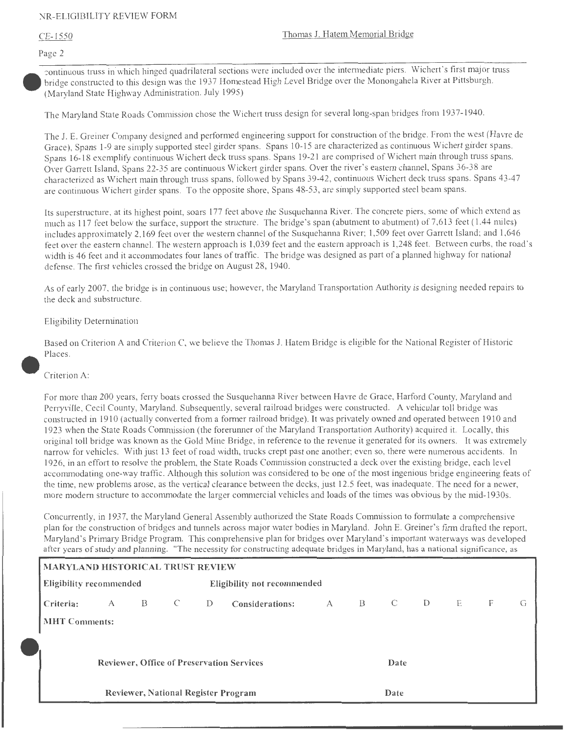continuous truss in which hinged quadrilateral sections were included over the intermediate piers. Wichert's first major truss bridge constructed to this design was the 1937 Homestead High Level Bridge over the Monongahela River at Pittsburgh. (Maryland State Highway Administration. July 1995)

The Maryland State Roads Commission chose the Wichert truss design for several long-span bridges from 1937-1940.

The J. E. Greiner Company designed and performed engineering support for construction of the bridge. From the west (Havre de Grace), Spans 1-9 are simply supported steel girder spans. Spans 10-15 are characterized as continuous Wichert girder spans. Spans 16-18 exemplify continuous Wichert deck truss spans. Spans 19-21 are comprised of Wichert main through truss spans. Over Garrett Island, Spans 22-35 are continuous Wickert girder spans. Over the river's eastern channel, Spans 36-38 are characterized as Wichert main through truss spans, followed by Spans 39-42, continuous Wichert deck truss spans. Spans 43-47 are continuous Wichert girder spans. To the opposite shore, Spans 48-53, are simply supported steel beam spans.

Its superstructure, at its highest point, soars 177 feet above the Susquehanna River. The concrete piers, some of which extend as much as 117 feet below the surface, support the structure. The bridge's span (abutment to abutment) of 7,613 feet (1.44 miles) includes approximately 2,169 feet over the western channel of the Susquehanna River; 1,509 feet over Garrett Island; and 1,646 feet over the eastern channel. The western approach is 1,039 feet and the eastern approach is 1,248 feet. Between curbs, the road's width is 46 feet and it accommodates four lanes of traffic. The bridge was designed as part of a planned highway for national defense. The first vehicles crossed the bridge on August 28, 1940.

As of early 2007, the bridge is in continuous use; however, the Maryland Transportation Authority is designing needed repairs to the deck and substructure.

Eligibility Determination

Based on Criterion A and Criterion C, we believe the Thomas J. Hatem Bridge is eligible for the National Register of Historic Places.

Criterion A:

For more than 200 years, ferry boats crossed the Susquehanna River between Havre de Grace, Harford County, Maryland and Perryville, Cecil County, Maryland. Subsequently, several railroad bridges were constructed. A vehicular toll bridge was constructed in 1910 (actually converted from a former railroad bridge). It was privately owned and operated between 1910 and 1923 when the State Roads Commission (the forerunner of the Maryland Transportation Authority) acquired it. Locally, this original toll bridge was known as the Gold Mine Bridge, in reference to the revenue it generated for its owners. It was extremely narrow for vehicles. With just 13 feet of road width, trucks crept past one another; even so, there were numerous accidents. In 1926, in an effort to resolve the problem, the State Roads Commission constructed a deck over the existing bridge, each level accommodating one-way traffic. Although this solution was considered to be one of the most ingenious bridge engineering feats of the time, new problems arose, as the vertical clearance between the decks, just 12.5 feet, was inadequate. The need for a newer, more modern structure to accommodate the larger commercial vehicles and loads of the times was obvious by the mid-1930s.

Concurrently, in 1937, the Maryland General Assembly authorized the State Roads Commission to formulate a comprehensive plan for the construction of bridges and tunnels across major water bodies in Maryland. John E. Greiner's firm drafted the report, Maryland's Primary Bridge Program. This comprehensive plan for bridges over Maryland's important waterways was developed after years of study and planning. "The necessity for constructing adequate bridges in Maryland, has a national significance, as

| **MARYLAND HISTORICAL TRUST REVIEW** | | | | | | | | | | | | |
|---|---|---|---|---|---|---|---|---|---|---|---|---|
| **Eligibility recommended** | | | | | **Eligibility not recommended** | | | | | | | |
| **Criteria:** | A | B | C | D | **Considerations:** | A | B | C | D | E | F | G |
| **MHT Comments:** | | | | | | | | | | | | |
| **Reviewer, Office of Preservation Services** | | | | | | | | **Date** | | | | |
| **Reviewer, National Register Program** | | | | | | | | **Date** | | | | |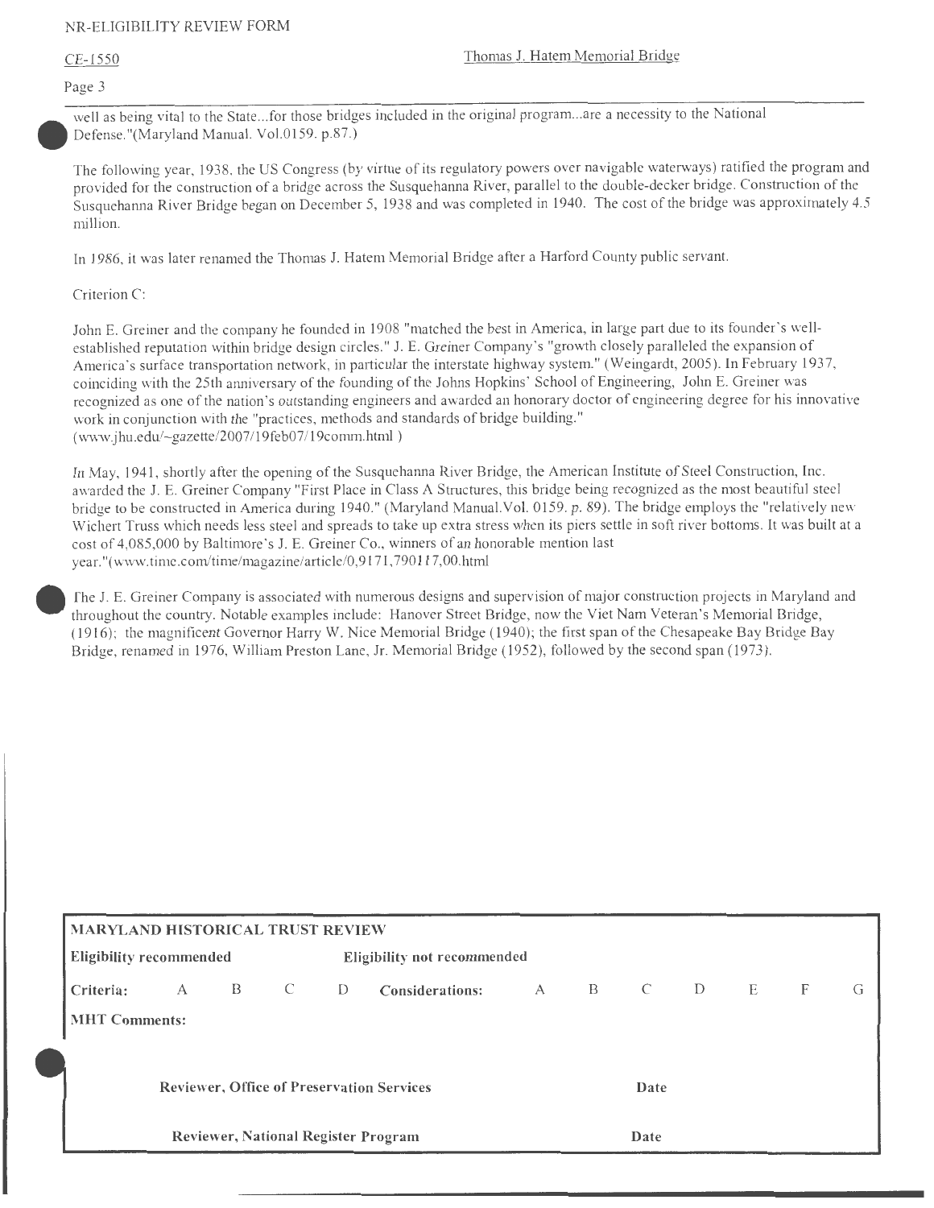well as being vital to the State...for those bridges included in the original program...are a necessity to the National Defense."(Maryland Manual. Vol.0159. p.87.)

The following year, 1938, the US Congress (by virtue of its regulatory powers over navigable waterways) ratified the program and provided for the construction of a bridge across the Susquehanna River, parallel to the double-decker bridge. Construction of the Susquehanna River Bridge began on December 5, 1938 and was completed in 1940. The cost of the bridge was approximately 4.5 million.

In 1986, it was later renamed the Thomas J. Hatem Memorial Bridge after a Harford County public servant.

Criterion C:

John E. Greiner and the company he founded in 1908 "matched the best in America, in large part due to its founder's well-established reputation within bridge design circles." J. E. Greiner Company's "growth closely paralleled the expansion of America's surface transportation network, in particular the interstate highway system." (Weingardt, 2005). In February 1937, coinciding with the 25th anniversary of the founding of the Johns Hopkins' School of Engineering, John E. Greiner was recognized as one of the nation's outstanding engineers and awarded an honorary doctor of engineering degree for his innovative work in conjunction with the "practices, methods and standards of bridge building." (www.jhu.edu/~gazette/2007/19feb07/19comm.html )

In May, 1941, shortly after the opening of the Susquehanna River Bridge, the American Institute of Steel Construction, Inc. awarded the J. E. Greiner Company "First Place in Class A Structures, this bridge being recognized as the most beautiful steel bridge to be constructed in America during 1940." (Maryland Manual.Vol. 0159. p. 89). The bridge employs the "relatively new Wichert Truss which needs less steel and spreads to take up extra stress when its piers settle in soft river bottoms. It was built at a cost of 4,085,000 by Baltimore's J. E. Greiner Co., winners of an honorable mention last year."(www.time.com/time/magazine/article/0,9171,790117,00.html

The J. E. Greiner Company is associated with numerous designs and supervision of major construction projects in Maryland and throughout the country. Notable examples include: Hanover Street Bridge, now the Viet Nam Veteran's Memorial Bridge, (1916); the magnificent Governor Harry W. Nice Memorial Bridge (1940); the first span of the Chesapeake Bay Bridge Bay Bridge, renamed in 1976, William Preston Lane, Jr. Memorial Bridge (1952), followed by the second span (1973).

| **MARYLAND HISTORICAL TRUST REVIEW** | | | | | | | | | | | | |
|---|---|---|---|---|---|---|---|---|---|---|---|---|
| **Eligibility recommended** | | | | | **Eligibility not recommended** | | | | | | | |
| **Criteria:** | A | B | C | D | **Considerations:** | A | B | C | D | E | F | G |
| **MHT Comments:** | | | | | | | | | | | | |
| **Reviewer, Office of Preservation Services** | | | | | | | | **Date** | | | | |
| **Reviewer, National Register Program** | | | | | | | | **Date** | | | | |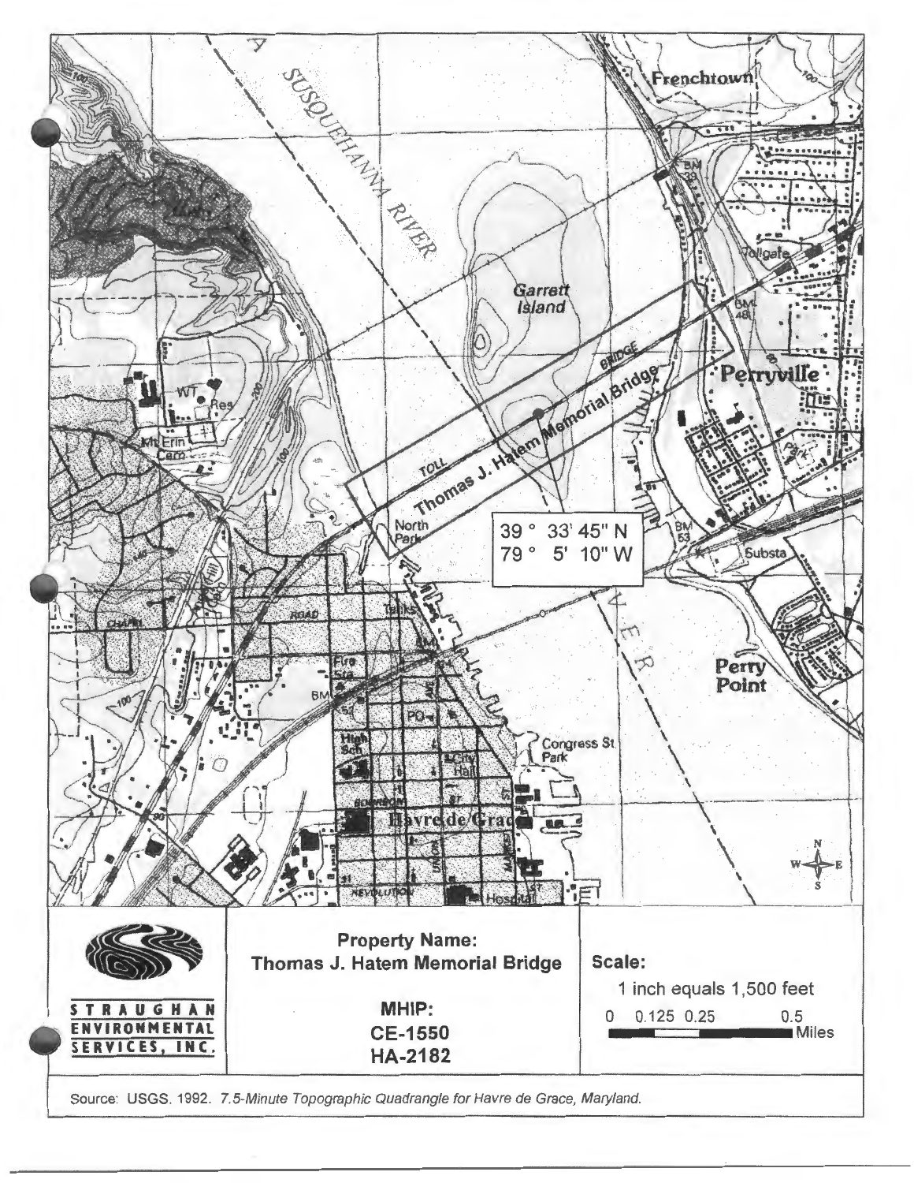**Property Name:**
**Thomas J. Hatem Memorial Bridge**

**MHIP:**
**CE-1550**
**HA-2182**

**Scale:**
1 inch equals 1,500 feet

0 0.125 0.25 0.5 Miles

39 ° 33' 45" N
79 ° 5' 10" W

STRAUGHAN ENVIRONMENTAL SERVICES, INC.

Source: USGS. 1992. *7.5-Minute Topographic Quadrangle for Havre de Grace, Maryland.*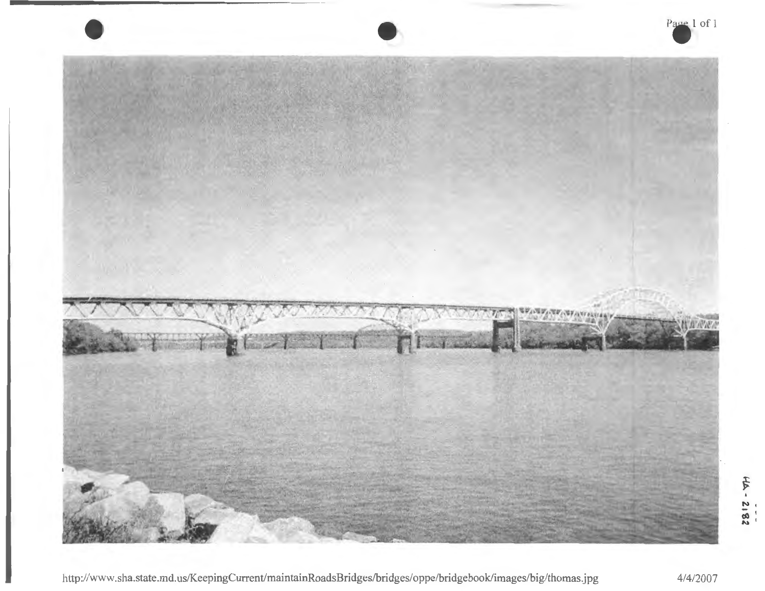HA - 2182

http://www.sha.state.md.us/KeepingCurrent/maintainRoadsBridges/bridges/oppe/bridgebook/images/big/thomas.jpg

4/4/2007